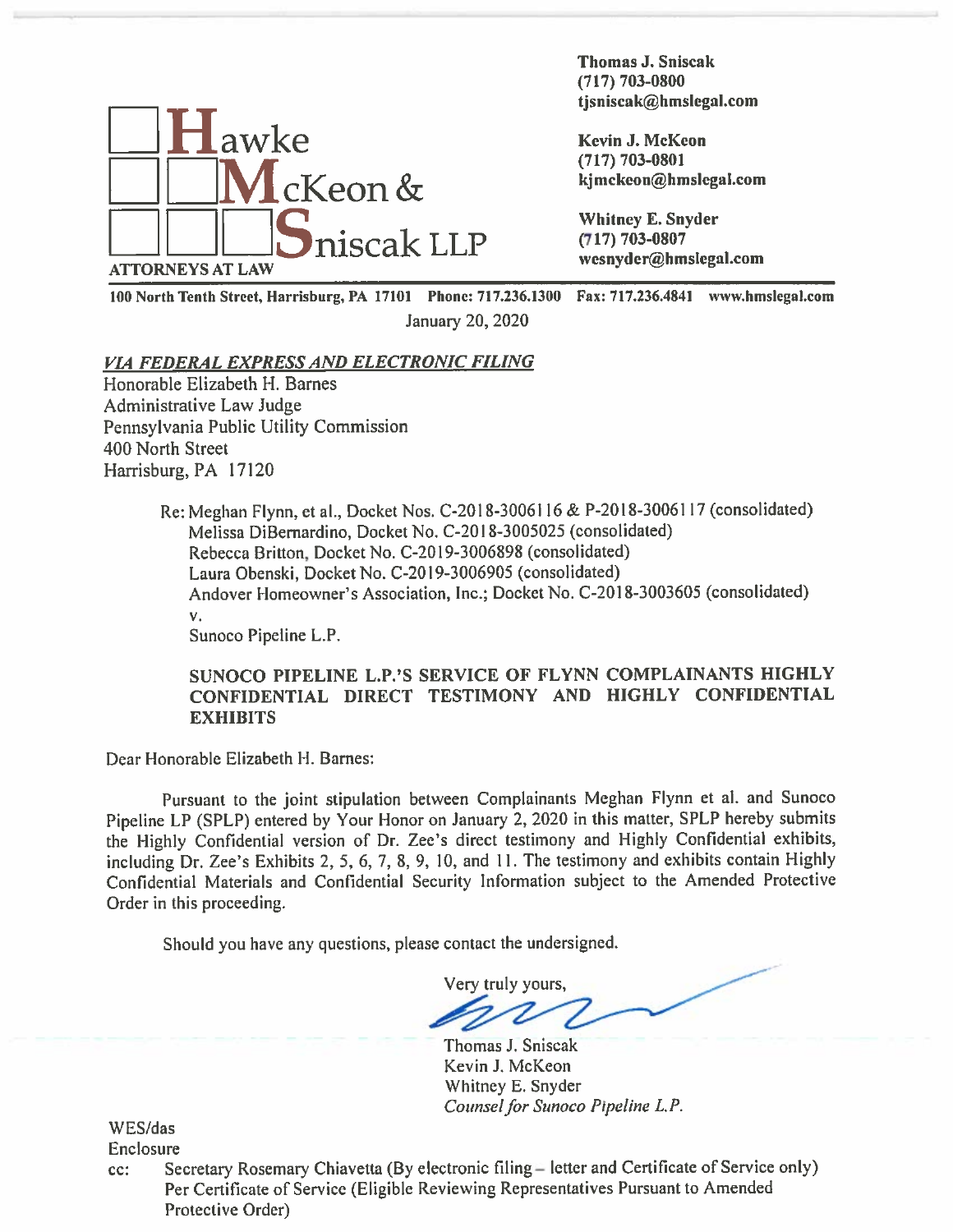**Hawke McKeon & Sniscak LLP**
ATTORNEYS AT LAW

**Thomas J. Sniscak**
**(717) 703-0800**
**tjsniscak@hmslegal.com**

**Kevin J. McKeon**
**(717) 703-0801**
**kjmckeon@hmslegal.com**

**Whitney E. Snyder**
**(717) 703-0807**
**wesnyder@hmslegal.com**

**100 North Tenth Street, Harrisburg, PA 17101 Phone: 717.236.1300 Fax: 717.236.4841 www.hmslegal.com**

January 20, 2020

***VIA FEDERAL EXPRESS AND ELECTRONIC FILING***

Honorable Elizabeth H. Barnes
Administrative Law Judge
Pennsylvania Public Utility Commission
400 North Street
Harrisburg, PA 17120

Re: Meghan Flynn, et al., Docket Nos. C-2018-3006116 & P-2018-3006117 (consolidated)
Melissa DiBernardino, Docket No. C-2018-3005025 (consolidated)
Rebecca Britton, Docket No. C-2019-3006898 (consolidated)
Laura Obenski, Docket No. C-2019-3006905 (consolidated)
Andover Homeowner's Association, Inc.; Docket No. C-2018-3003605 (consolidated)
v.
Sunoco Pipeline L.P.

**SUNOCO PIPELINE L.P.'S SERVICE OF FLYNN COMPLAINANTS HIGHLY CONFIDENTIAL DIRECT TESTIMONY AND HIGHLY CONFIDENTIAL EXHIBITS**

Dear Honorable Elizabeth H. Barnes:

Pursuant to the joint stipulation between Complainants Meghan Flynn et al. and Sunoco Pipeline LP (SPLP) entered by Your Honor on January 2, 2020 in this matter, SPLP hereby submits the Highly Confidential version of Dr. Zee's direct testimony and Highly Confidential exhibits, including Dr. Zee's Exhibits 2, 5, 6, 7, 8, 9, 10, and 11. The testimony and exhibits contain Highly Confidential Materials and Confidential Security Information subject to the Amended Protective Order in this proceeding.

Should you have any questions, please contact the undersigned.

Very truly yours,

Thomas J. Sniscak
Kevin J. McKeon
Whitney E. Snyder
*Counsel for Sunoco Pipeline L.P.*

WES/das
Enclosure
cc: Secretary Rosemary Chiavetta (By electronic filing – letter and Certificate of Service only)
Per Certificate of Service (Eligible Reviewing Representatives Pursuant to Amended Protective Order)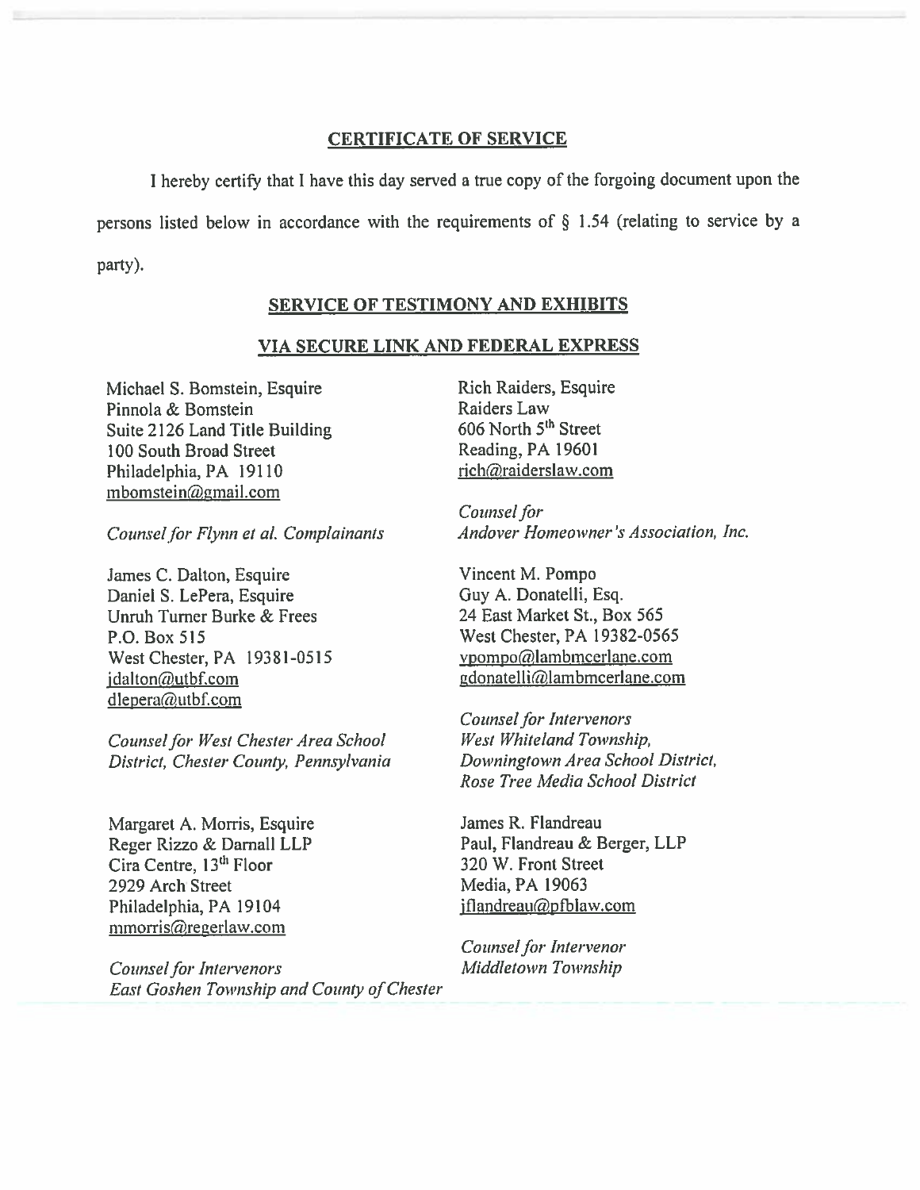## CERTIFICATE OF SERVICE

I hereby certify that I have this day served a true copy of the forgoing document upon the persons listed below in accordance with the requirements of § 1.54 (relating to service by a party).

### SERVICE OF TESTIMONY AND EXHIBITS

### VIA SECURE LINK AND FEDERAL EXPRESS

Michael S. Bomstein, Esquire
Pinnola & Bomstein
Suite 2126 Land Title Building
100 South Broad Street
Philadelphia, PA 19110
mbomstein@gmail.com

*Counsel for Flynn et al. Complainants*

Rich Raiders, Esquire
Raiders Law
606 North 5th Street
Reading, PA 19601
rich@raiderslaw.com

*Counsel for*
*Andover Homeowner's Association, Inc.*

James C. Dalton, Esquire
Daniel S. LePera, Esquire
Unruh Turner Burke & Frees
P.O. Box 515
West Chester, PA 19381-0515
jdalton@utbf.com
dlepera@utbf.com

*Counsel for West Chester Area School District, Chester County, Pennsylvania*

Vincent M. Pompo
Guy A. Donatelli, Esq.
24 East Market St., Box 565
West Chester, PA 19382-0565
vpompo@lambmcerlane.com
gdonatelli@lambmcerlane.com

*Counsel for Intervenors*
*West Whiteland Township,*
*Downingtown Area School District,*
*Rose Tree Media School District*

Margaret A. Morris, Esquire
Reger Rizzo & Darnall LLP
Cira Centre, 13th Floor
2929 Arch Street
Philadelphia, PA 19104
mmorris@regerlaw.com

*Counsel for Intervenors*
*East Goshen Township and County of Chester*

James R. Flandreau
Paul, Flandreau & Berger, LLP
320 W. Front Street
Media, PA 19063
jflandreau@pfblaw.com

*Counsel for Intervenor*
*Middletown Township*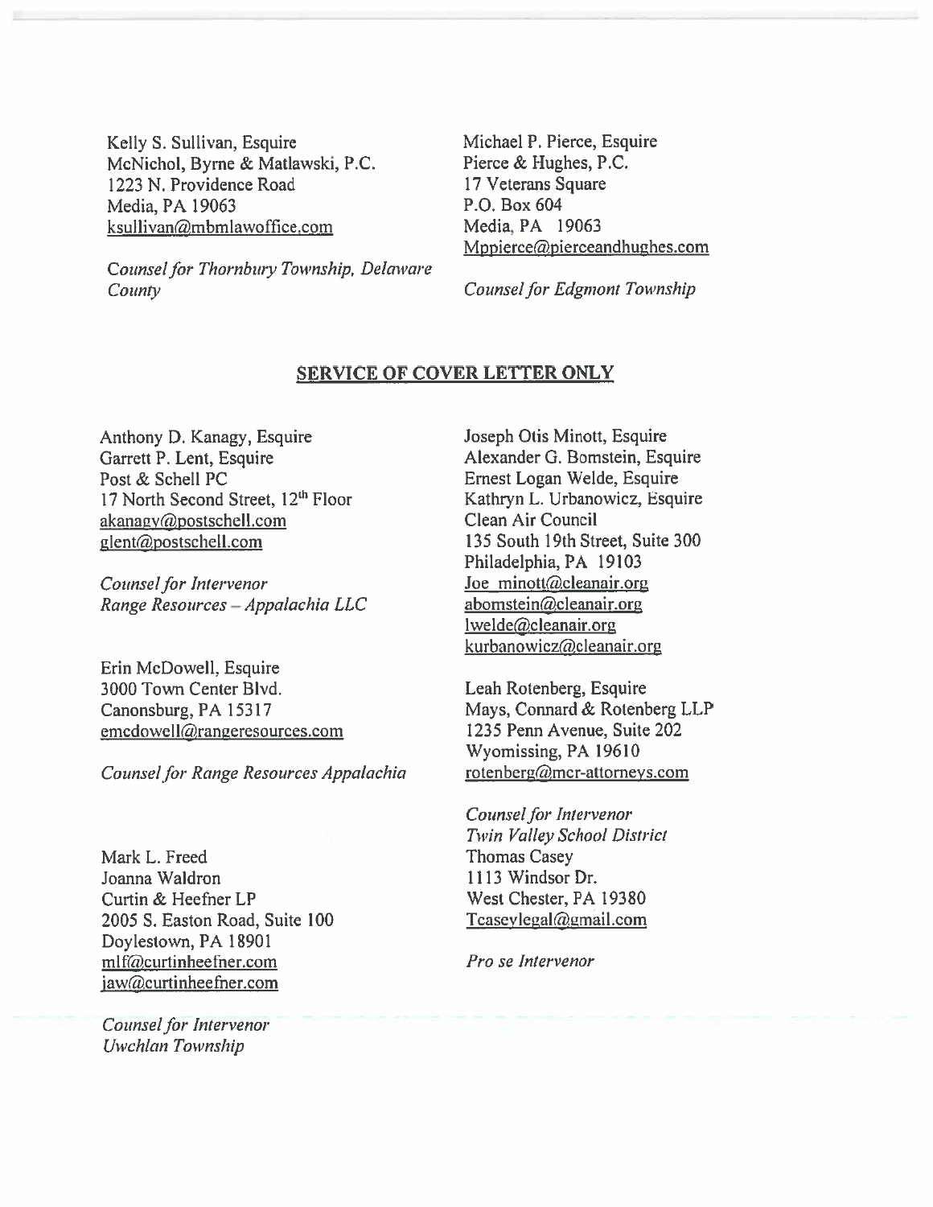Kelly S. Sullivan, Esquire
McNichol, Byrne & Matlawski, P.C.
1223 N. Providence Road
Media, PA 19063
ksullivan@mbmlawoffice.com

*Counsel for Thornbury Township, Delaware County*

Michael P. Pierce, Esquire
Pierce & Hughes, P.C.
17 Veterans Square
P.O. Box 604
Media, PA 19063
Mppierce@pierceandhughes.com

*Counsel for Edgmont Township*

**SERVICE OF COVER LETTER ONLY**

Anthony D. Kanagy, Esquire
Garrett P. Lent, Esquire
Post & Schell PC
17 North Second Street, 12th Floor
akanagy@postschell.com
glent@postschell.com

*Counsel for Intervenor*
*Range Resources – Appalachia LLC*

Erin McDowell, Esquire
3000 Town Center Blvd.
Canonsburg, PA 15317
emcdowell@rangeresources.com

*Counsel for Range Resources Appalachia*

Mark L. Freed
Joanna Waldron
Curtin & Heefner LP
2005 S. Easton Road, Suite 100
Doylestown, PA 18901
mlf@curtinheefner.com
jaw@curtinheefner.com

*Counsel for Intervenor*
*Uwchlan Township*

Joseph Otis Minott, Esquire
Alexander G. Bomstein, Esquire
Ernest Logan Welde, Esquire
Kathryn L. Urbanowicz, Esquire
Clean Air Council
135 South 19th Street, Suite 300
Philadelphia, PA 19103
Joe_minott@cleanair.org
abomstein@cleanair.org
lwelde@cleanair.org
kurbanowicz@cleanair.org

Leah Rotenberg, Esquire
Mays, Connard & Rotenberg LLP
1235 Penn Avenue, Suite 202
Wyomissing, PA 19610
rotenberg@mcr-attorneys.com

*Counsel for Intervenor*
*Twin Valley School District*

Thomas Casey
1113 Windsor Dr.
West Chester, PA 19380
Tcaseylegal@gmail.com

*Pro se Intervenor*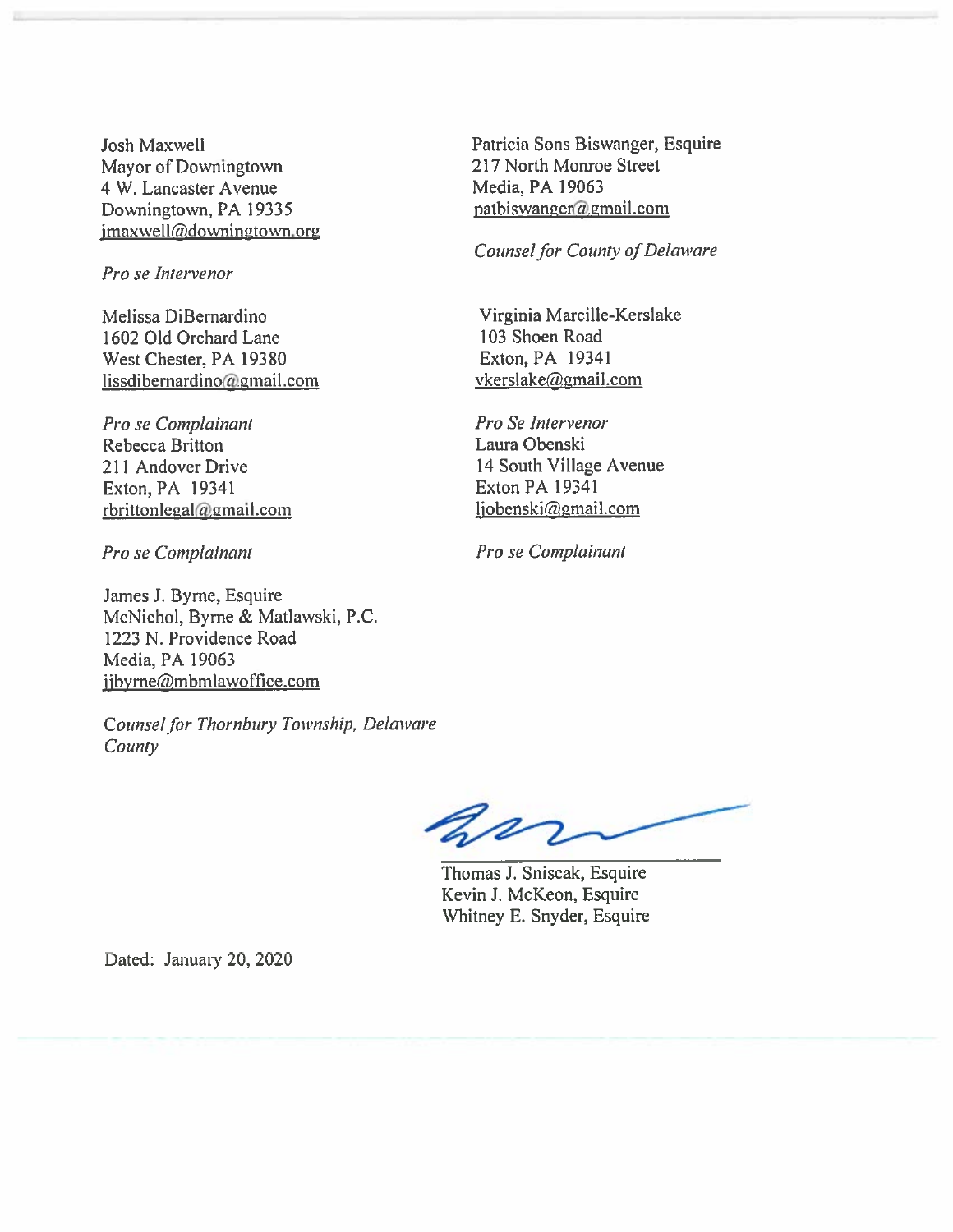Josh Maxwell
Mayor of Downingtown
4 W. Lancaster Avenue
Downingtown, PA 19335
jmaxwell@downingtown.org

*Pro se Intervenor*

Melissa DiBernardino
1602 Old Orchard Lane
West Chester, PA 19380
lissdibernardino@gmail.com

*Pro se Complainant*
Rebecca Britton
211 Andover Drive
Exton, PA 19341
rbrittonlegal@gmail.com

*Pro se Complainant*

James J. Byrne, Esquire
McNichol, Byrne & Matlawski, P.C.
1223 N. Providence Road
Media, PA 19063
jjbyrne@mbmlawoffice.com

*Counsel for Thornbury Township, Delaware County*

Patricia Sons Biswanger, Esquire
217 North Monroe Street
Media, PA 19063
patbiswanger@gmail.com

*Counsel for County of Delaware*

Virginia Marcille-Kerslake
103 Shoen Road
Exton, PA 19341
vkerslake@gmail.com

*Pro Se Intervenor*
Laura Obenski
14 South Village Avenue
Exton PA 19341
ljobenski@gmail.com

*Pro se Complainant*

Thomas J. Sniscak, Esquire
Kevin J. McKeon, Esquire
Whitney E. Snyder, Esquire

Dated: January 20, 2020